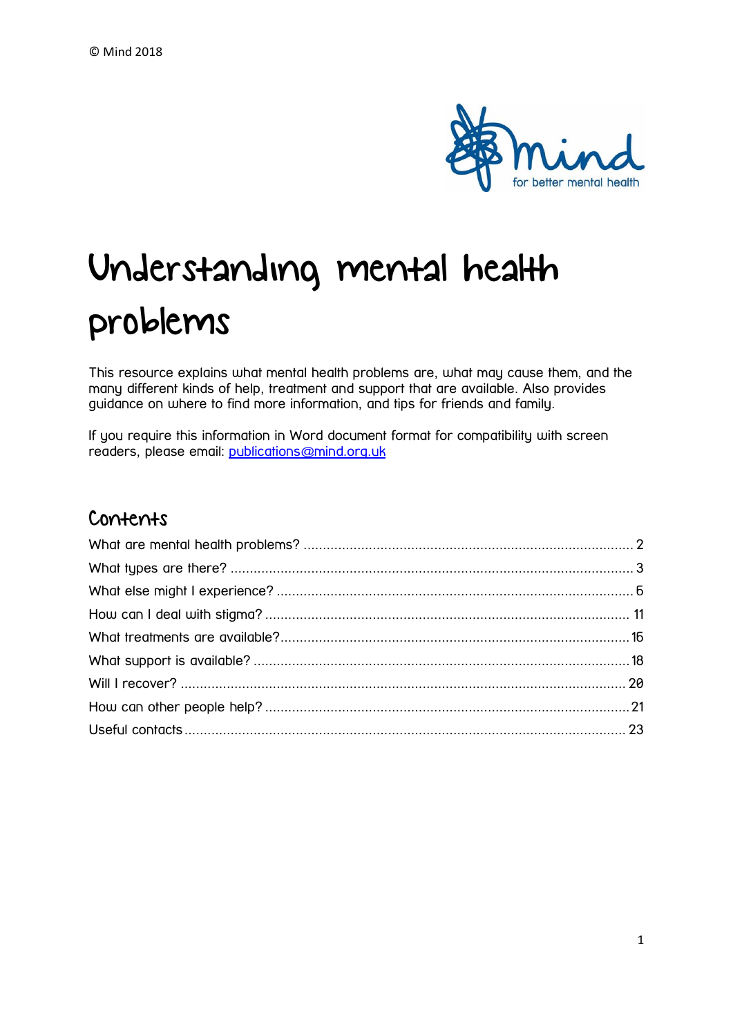© Mind 2018

# Understanding mental health problems

This resource explains what mental health problems are, what may cause them, and the many different kinds of help, treatment and support that are available. Also provides guidance on where to find more information, and tips for friends and family.

If you require this information in Word document format for compatibility with screen readers, please email: publications@mind.org.uk

## Contents

What are mental health problems? ..... 2
What types are there? ..... 3
What else might I experience? ..... 6
How can I deal with stigma? ..... 11
What treatments are available? ..... 16
What support is available? ..... 18
Will I recover? ..... 20
How can other people help? ..... 21
Useful contacts ..... 23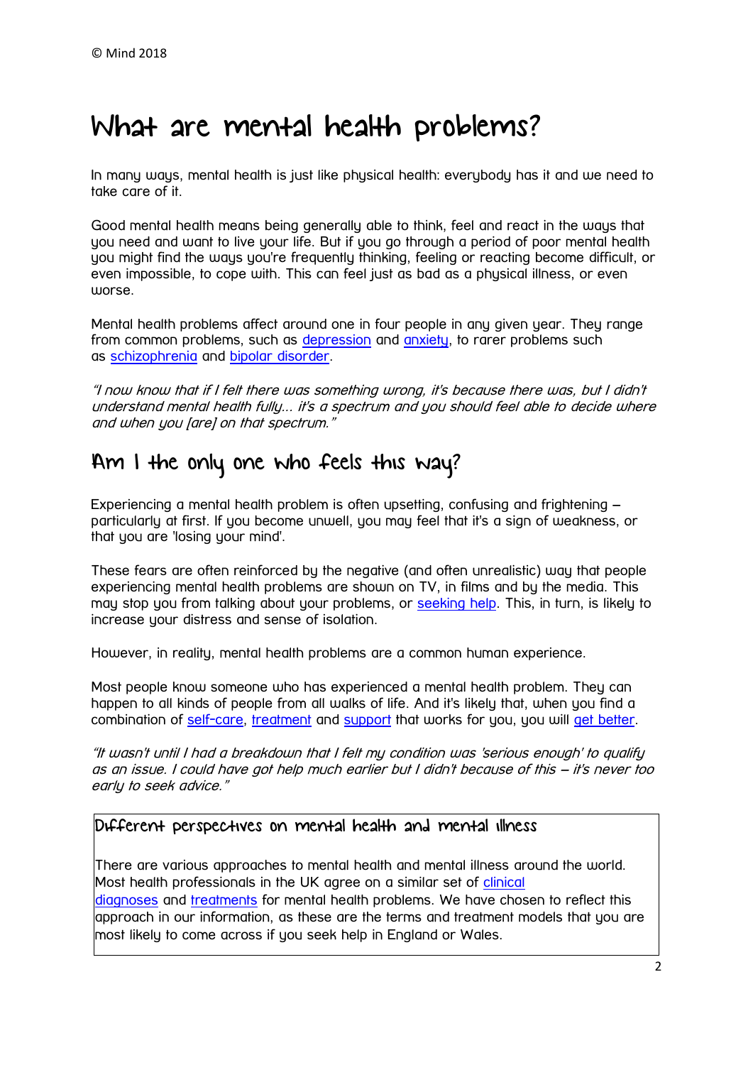# What are mental health problems?

In many ways, mental health is just like physical health: everybody has it and we need to take care of it.

Good mental health means being generally able to think, feel and react in the ways that you need and want to live your life. But if you go through a period of poor mental health you might find the ways you're frequently thinking, feeling or reacting become difficult, or even impossible, to cope with. This can feel just as bad as a physical illness, or even worse.

Mental health problems affect around one in four people in any given year. They range from common problems, such as depression and anxiety, to rarer problems such as schizophrenia and bipolar disorder.

*"I now know that if I felt there was something wrong, it's because there was, but I didn't understand mental health fully... it's a spectrum and you should feel able to decide where and when you [are] on that spectrum."*

## Am I the only one who feels this way?

Experiencing a mental health problem is often upsetting, confusing and frightening – particularly at first. If you become unwell, you may feel that it's a sign of weakness, or that you are 'losing your mind'.

These fears are often reinforced by the negative (and often unrealistic) way that people experiencing mental health problems are shown on TV, in films and by the media. This may stop you from talking about your problems, or seeking help. This, in turn, is likely to increase your distress and sense of isolation.

However, in reality, mental health problems are a common human experience.

Most people know someone who has experienced a mental health problem. They can happen to all kinds of people from all walks of life. And it's likely that, when you find a combination of self-care, treatment and support that works for you, you will get better.

*"It wasn't until I had a breakdown that I felt my condition was 'serious enough' to qualify as an issue. I could have got help much earlier but I didn't because of this – it's never too early to seek advice."*

### Different perspectives on mental health and mental illness

There are various approaches to mental health and mental illness around the world. Most health professionals in the UK agree on a similar set of clinical diagnoses and treatments for mental health problems. We have chosen to reflect this approach in our information, as these are the terms and treatment models that you are most likely to come across if you seek help in England or Wales.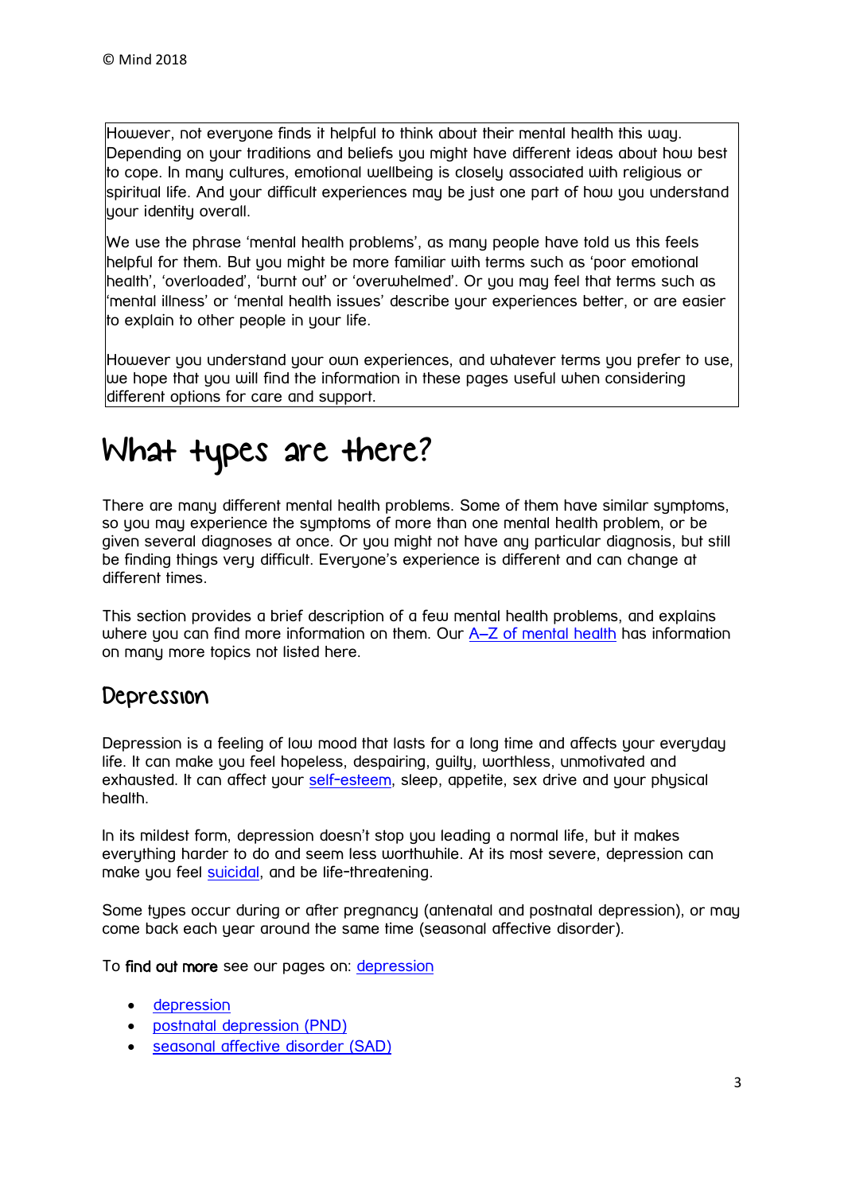However, not everyone finds it helpful to think about their mental health this way. Depending on your traditions and beliefs you might have different ideas about how best to cope. In many cultures, emotional wellbeing is closely associated with religious or spiritual life. And your difficult experiences may be just one part of how you understand your identity overall.

We use the phrase 'mental health problems', as many people have told us this feels helpful for them. But you might be more familiar with terms such as 'poor emotional health', 'overloaded', 'burnt out' or 'overwhelmed'. Or you may feel that terms such as 'mental illness' or 'mental health issues' describe your experiences better, or are easier to explain to other people in your life.

However you understand your own experiences, and whatever terms you prefer to use, we hope that you will find the information in these pages useful when considering different options for care and support.

# What types are there?

There are many different mental health problems. Some of them have similar symptoms, so you may experience the symptoms of more than one mental health problem, or be given several diagnoses at once. Or you might not have any particular diagnosis, but still be finding things very difficult. Everyone's experience is different and can change at different times.

This section provides a brief description of a few mental health problems, and explains where you can find more information on them. Our A–Z of mental health has information on many more topics not listed here.

## Depression

Depression is a feeling of low mood that lasts for a long time and affects your everyday life. It can make you feel hopeless, despairing, guilty, worthless, unmotivated and exhausted. It can affect your self-esteem, sleep, appetite, sex drive and your physical health.

In its mildest form, depression doesn't stop you leading a normal life, but it makes everything harder to do and seem less worthwhile. At its most severe, depression can make you feel suicidal, and be life-threatening.

Some types occur during or after pregnancy (antenatal and postnatal depression), or may come back each year around the same time (seasonal affective disorder).

To **find out more** see our pages on: depression

- depression
- postnatal depression (PND)
- seasonal affective disorder (SAD)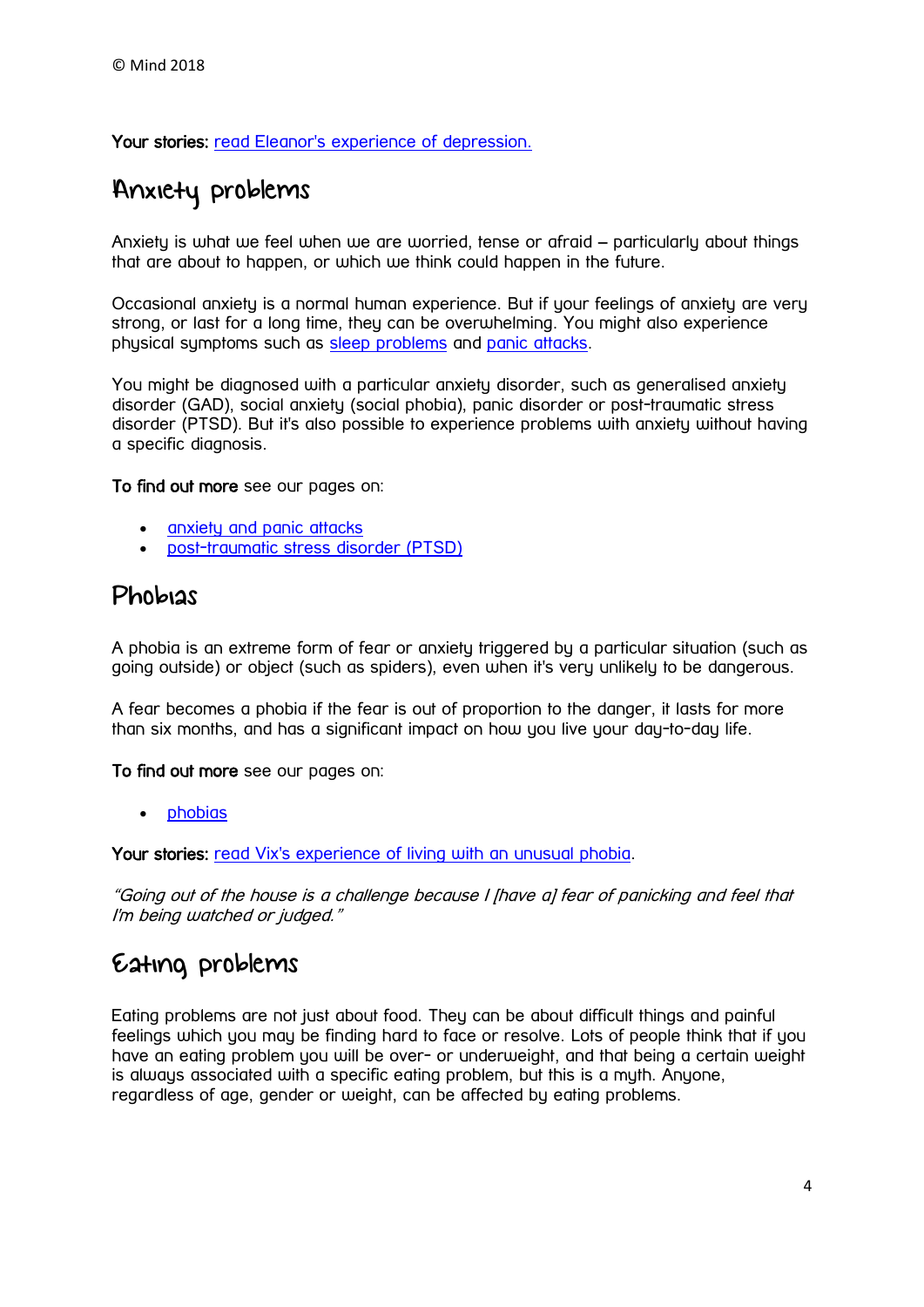© Mind 2018

**Your stories:** [read Eleanor's experience of depression.]

## Anxiety problems

Anxiety is what we feel when we are worried, tense or afraid – particularly about things that are about to happen, or which we think could happen in the future.

Occasional anxiety is a normal human experience. But if your feelings of anxiety are very strong, or last for a long time, they can be overwhelming. You might also experience physical symptoms such as sleep problems and panic attacks.

You might be diagnosed with a particular anxiety disorder, such as generalised anxiety disorder (GAD), social anxiety (social phobia), panic disorder or post-traumatic stress disorder (PTSD). But it's also possible to experience problems with anxiety without having a specific diagnosis.

**To find out more** see our pages on:

- anxiety and panic attacks
- post-traumatic stress disorder (PTSD)

## Phobias

A phobia is an extreme form of fear or anxiety triggered by a particular situation (such as going outside) or object (such as spiders), even when it's very unlikely to be dangerous.

A fear becomes a phobia if the fear is out of proportion to the danger, it lasts for more than six months, and has a significant impact on how you live your day-to-day life.

**To find out more** see our pages on:

- phobias

**Your stories:** read Vix's experience of living with an unusual phobia.

*"Going out of the house is a challenge because I [have a] fear of panicking and feel that I'm being watched or judged."*

## Eating problems

Eating problems are not just about food. They can be about difficult things and painful feelings which you may be finding hard to face or resolve. Lots of people think that if you have an eating problem you will be over- or underweight, and that being a certain weight is always associated with a specific eating problem, but this is a myth. Anyone, regardless of age, gender or weight, can be affected by eating problems.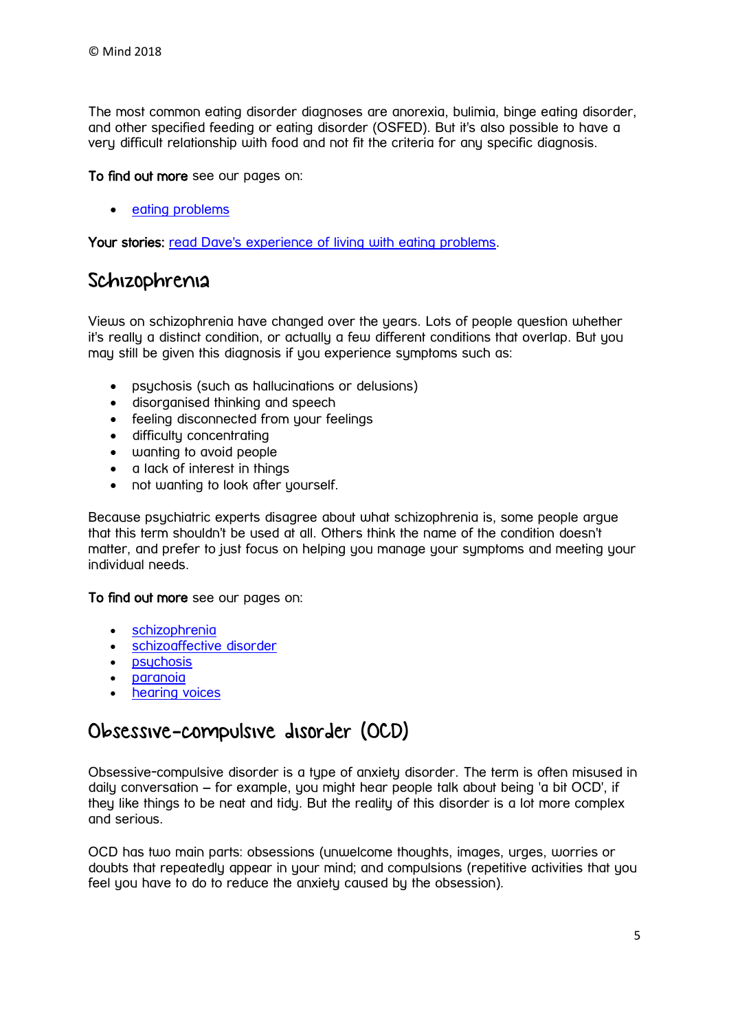The most common eating disorder diagnoses are anorexia, bulimia, binge eating disorder, and other specified feeding or eating disorder (OSFED). But it's also possible to have a very difficult relationship with food and not fit the criteria for any specific diagnosis.

**To find out more** see our pages on:

- [eating problems]()

**Your stories:** [read Dave's experience of living with eating problems]().

## Schizophrenia

Views on schizophrenia have changed over the years. Lots of people question whether it's really a distinct condition, or actually a few different conditions that overlap. But you may still be given this diagnosis if you experience symptoms such as:

- psychosis (such as hallucinations or delusions)
- disorganised thinking and speech
- feeling disconnected from your feelings
- difficulty concentrating
- wanting to avoid people
- a lack of interest in things
- not wanting to look after yourself.

Because psychiatric experts disagree about what schizophrenia is, some people argue that this term shouldn't be used at all. Others think the name of the condition doesn't matter, and prefer to just focus on helping you manage your symptoms and meeting your individual needs.

**To find out more** see our pages on:

- [schizophrenia]()
- [schizoaffective disorder]()
- [psychosis]()
- [paranoia]()
- [hearing voices]()

## Obsessive-compulsive disorder (OCD)

Obsessive-compulsive disorder is a type of anxiety disorder. The term is often misused in daily conversation – for example, you might hear people talk about being 'a bit OCD', if they like things to be neat and tidy. But the reality of this disorder is a lot more complex and serious.

OCD has two main parts: obsessions (unwelcome thoughts, images, urges, worries or doubts that repeatedly appear in your mind; and compulsions (repetitive activities that you feel you have to do to reduce the anxiety caused by the obsession).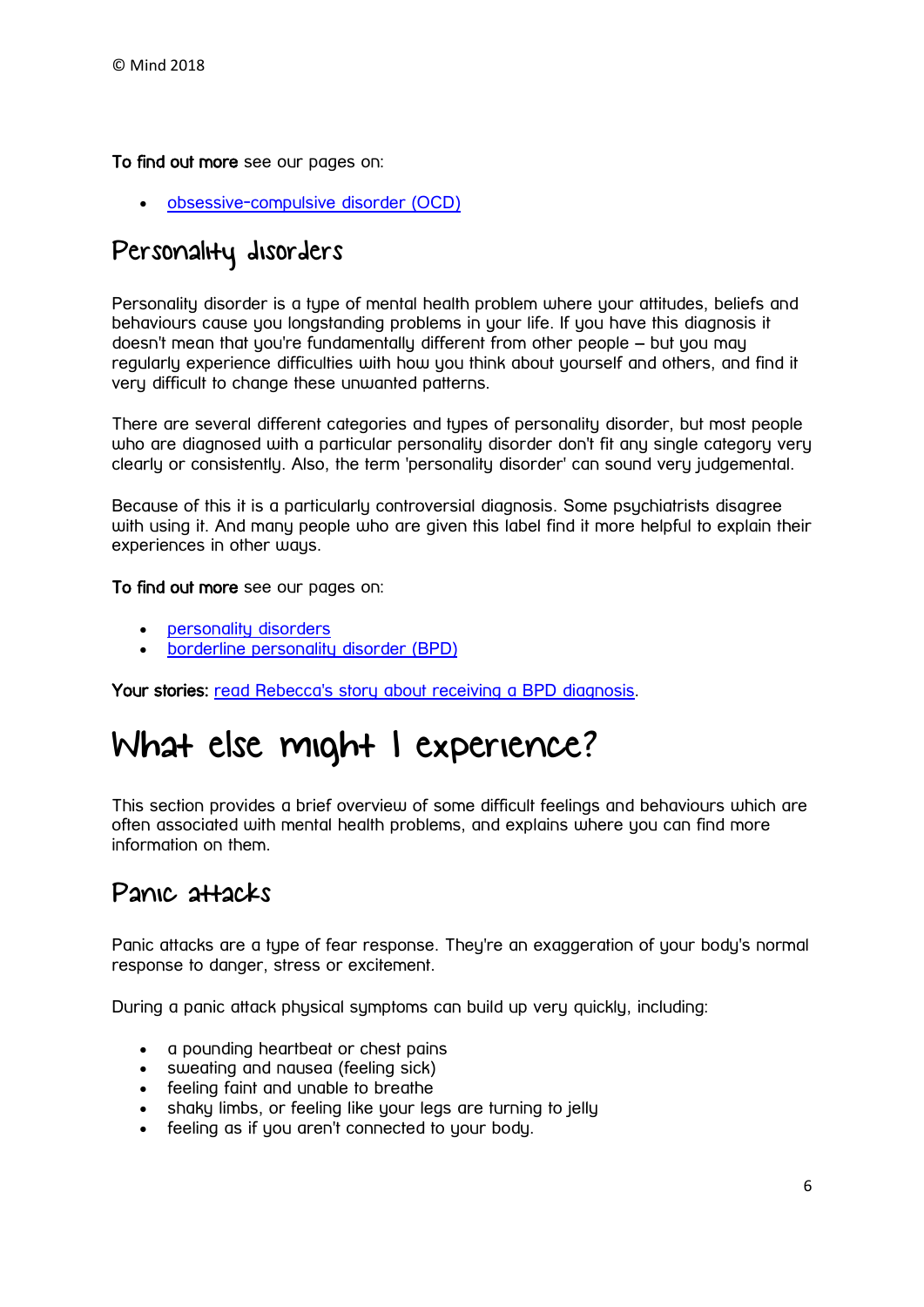To find out more see our pages on:

- [obsessive-compulsive disorder (OCD)]

## Personality disorders

Personality disorder is a type of mental health problem where your attitudes, beliefs and behaviours cause you longstanding problems in your life. If you have this diagnosis it doesn't mean that you're fundamentally different from other people – but you may regularly experience difficulties with how you think about yourself and others, and find it very difficult to change these unwanted patterns.

There are several different categories and types of personality disorder, but most people who are diagnosed with a particular personality disorder don't fit any single category very clearly or consistently. Also, the term 'personality disorder' can sound very judgemental.

Because of this it is a particularly controversial diagnosis. Some psychiatrists disagree with using it. And many people who are given this label find it more helpful to explain their experiences in other ways.

**To find out more** see our pages on:

- personality disorders
- borderline personality disorder (BPD)

**Your stories:** read Rebecca's story about receiving a BPD diagnosis.

# What else might I experience?

This section provides a brief overview of some difficult feelings and behaviours which are often associated with mental health problems, and explains where you can find more information on them.

## Panic attacks

Panic attacks are a type of fear response. They're an exaggeration of your body's normal response to danger, stress or excitement.

During a panic attack physical symptoms can build up very quickly, including:

- a pounding heartbeat or chest pains
- sweating and nausea (feeling sick)
- feeling faint and unable to breathe
- shaky limbs, or feeling like your legs are turning to jelly
- feeling as if you aren't connected to your body.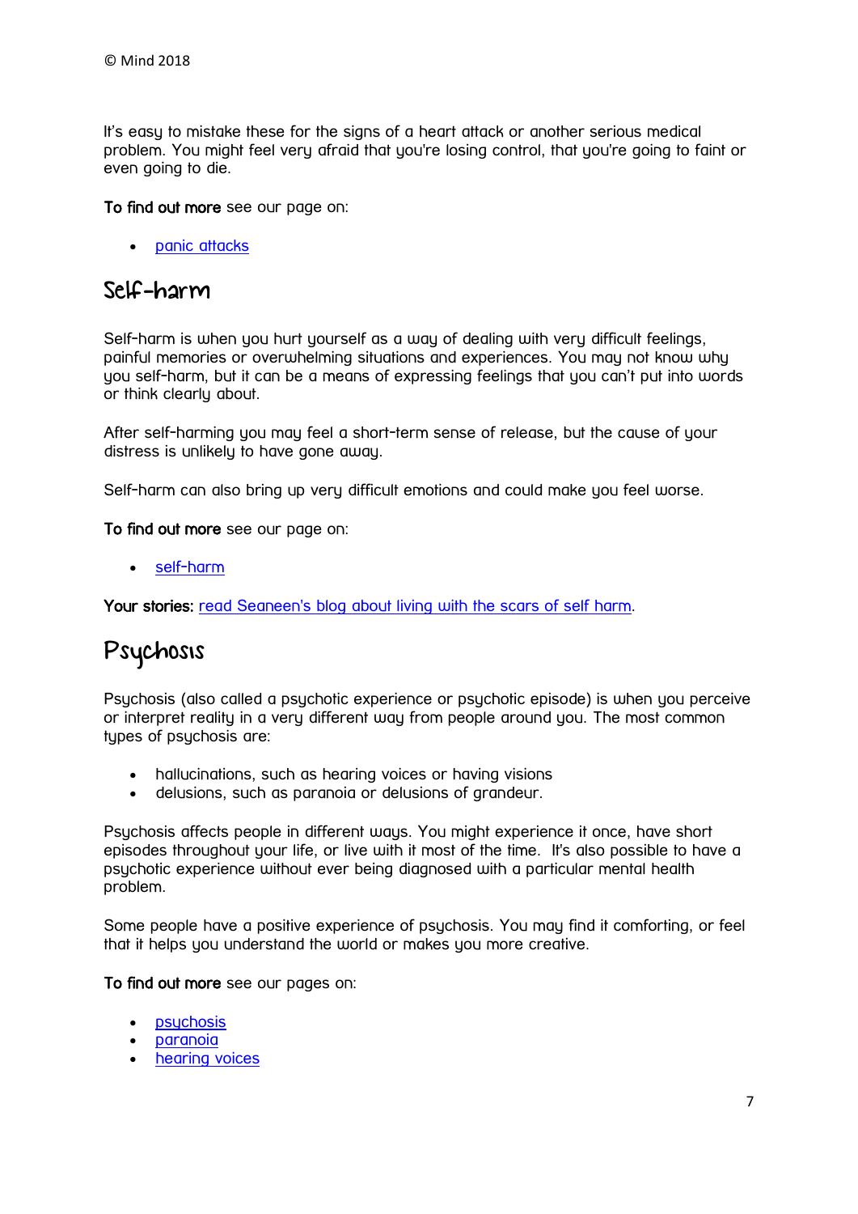It's easy to mistake these for the signs of a heart attack or another serious medical problem. You might feel very afraid that you're losing control, that you're going to faint or even going to die.

**To find out more** see our page on:

- panic attacks

## Self-harm

Self-harm is when you hurt yourself as a way of dealing with very difficult feelings, painful memories or overwhelming situations and experiences. You may not know why you self-harm, but it can be a means of expressing feelings that you can't put into words or think clearly about.

After self-harming you may feel a short-term sense of release, but the cause of your distress is unlikely to have gone away.

Self-harm can also bring up very difficult emotions and could make you feel worse.

**To find out more** see our page on:

- self-harm

**Your stories:** read Seaneen's blog about living with the scars of self harm.

## Psychosis

Psychosis (also called a psychotic experience or psychotic episode) is when you perceive or interpret reality in a very different way from people around you. The most common types of psychosis are:

- hallucinations, such as hearing voices or having visions
- delusions, such as paranoia or delusions of grandeur.

Psychosis affects people in different ways. You might experience it once, have short episodes throughout your life, or live with it most of the time. It's also possible to have a psychotic experience without ever being diagnosed with a particular mental health problem.

Some people have a positive experience of psychosis. You may find it comforting, or feel that it helps you understand the world or makes you more creative.

**To find out more** see our pages on:

- psychosis
- paranoia
- hearing voices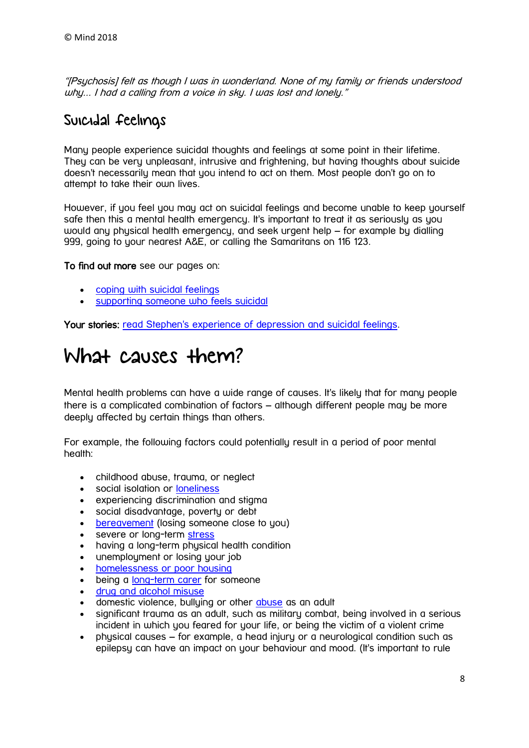© Mind 2018

*"[Psychosis] felt as though I was in wonderland. None of my family or friends understood why... I had a calling from a voice in sky. I was lost and lonely."*

## Suicidal feelings

Many people experience suicidal thoughts and feelings at some point in their lifetime. They can be very unpleasant, intrusive and frightening, but having thoughts about suicide doesn't necessarily mean that you intend to act on them. Most people don't go on to attempt to take their own lives.

However, if you feel you may act on suicidal feelings and become unable to keep yourself safe then this a mental health emergency. It's important to treat it as seriously as you would any physical health emergency, and seek urgent help – for example by dialling 999, going to your nearest A&E, or calling the Samaritans on 116 123.

**To find out more** see our pages on:

- coping with suicidal feelings
- supporting someone who feels suicidal

**Your stories:** read Stephen's experience of depression and suicidal feelings.

# What causes them?

Mental health problems can have a wide range of causes. It's likely that for many people there is a complicated combination of factors – although different people may be more deeply affected by certain things than others.

For example, the following factors could potentially result in a period of poor mental health:

- childhood abuse, trauma, or neglect
- social isolation or loneliness
- experiencing discrimination and stigma
- social disadvantage, poverty or debt
- bereavement (losing someone close to you)
- severe or long-term stress
- having a long-term physical health condition
- unemployment or losing your job
- homelessness or poor housing
- being a long-term carer for someone
- drug and alcohol misuse
- domestic violence, bullying or other abuse as an adult
- significant trauma as an adult, such as military combat, being involved in a serious incident in which you feared for your life, or being the victim of a violent crime
- physical causes – for example, a head injury or a neurological condition such as epilepsy can have an impact on your behaviour and mood. (It's important to rule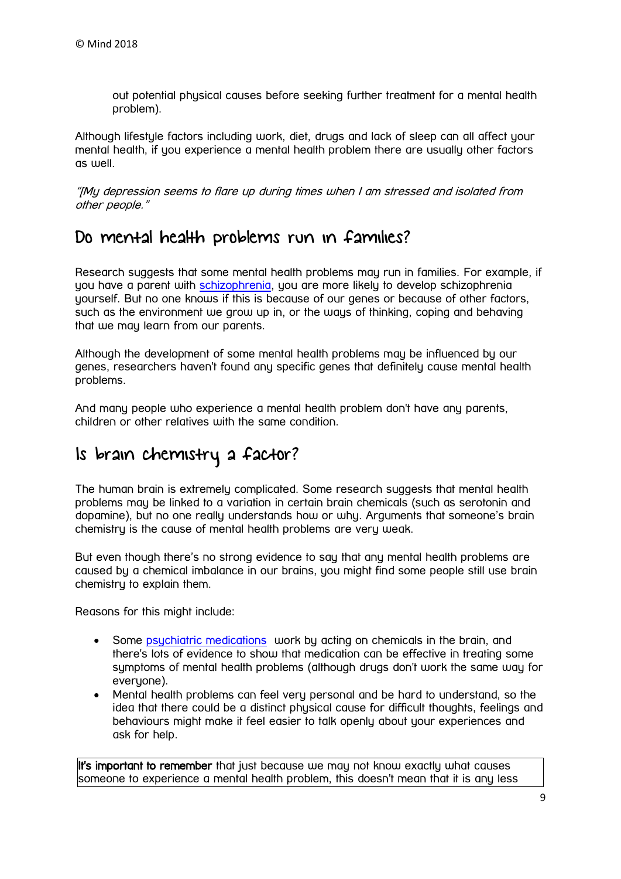out potential physical causes before seeking further treatment for a mental health problem).

Although lifestyle factors including work, diet, drugs and lack of sleep can all affect your mental health, if you experience a mental health problem there are usually other factors as well.

*"[My depression seems to flare up during times when I am stressed and isolated from other people."*

## Do mental health problems run in families?

Research suggests that some mental health problems may run in families. For example, if you have a parent with schizophrenia, you are more likely to develop schizophrenia yourself. But no one knows if this is because of our genes or because of other factors, such as the environment we grow up in, or the ways of thinking, coping and behaving that we may learn from our parents.

Although the development of some mental health problems may be influenced by our genes, researchers haven't found any specific genes that definitely cause mental health problems.

And many people who experience a mental health problem don't have any parents, children or other relatives with the same condition.

## Is brain chemistry a factor?

The human brain is extremely complicated. Some research suggests that mental health problems may be linked to a variation in certain brain chemicals (such as serotonin and dopamine), but no one really understands how or why. Arguments that someone's brain chemistry is the cause of mental health problems are very weak.

But even though there's no strong evidence to say that any mental health problems are caused by a chemical imbalance in our brains, you might find some people still use brain chemistry to explain them.

Reasons for this might include:

- Some psychiatric medications work by acting on chemicals in the brain, and there's lots of evidence to show that medication can be effective in treating some symptoms of mental health problems (although drugs don't work the same way for everyone).
- Mental health problems can feel very personal and be hard to understand, so the idea that there could be a distinct physical cause for difficult thoughts, feelings and behaviours might make it feel easier to talk openly about your experiences and ask for help.

**It's important to remember** that just because we may not know exactly what causes someone to experience a mental health problem, this doesn't mean that it is any less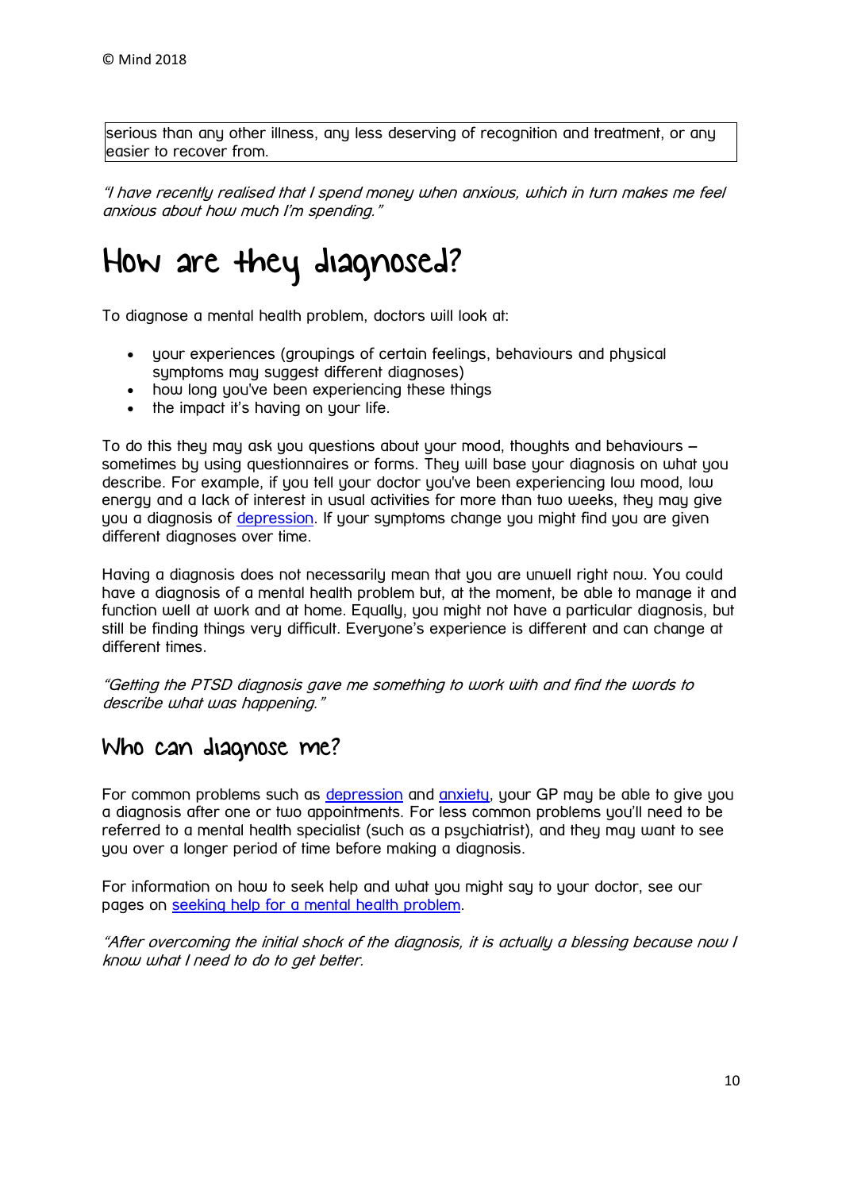serious than any other illness, any less deserving of recognition and treatment, or any easier to recover from.

*"I have recently realised that I spend money when anxious, which in turn makes me feel anxious about how much I'm spending."*

# How are they diagnosed?

To diagnose a mental health problem, doctors will look at:

- your experiences (groupings of certain feelings, behaviours and physical symptoms may suggest different diagnoses)
- how long you've been experiencing these things
- the impact it's having on your life.

To do this they may ask you questions about your mood, thoughts and behaviours – sometimes by using questionnaires or forms. They will base your diagnosis on what you describe. For example, if you tell your doctor you've been experiencing low mood, low energy and a lack of interest in usual activities for more than two weeks, they may give you a diagnosis of depression. If your symptoms change you might find you are given different diagnoses over time.

Having a diagnosis does not necessarily mean that you are unwell right now. You could have a diagnosis of a mental health problem but, at the moment, be able to manage it and function well at work and at home. Equally, you might not have a particular diagnosis, but still be finding things very difficult. Everyone's experience is different and can change at different times.

*"Getting the PTSD diagnosis gave me something to work with and find the words to describe what was happening."*

## Who can diagnose me?

For common problems such as depression and anxiety, your GP may be able to give you a diagnosis after one or two appointments. For less common problems you'll need to be referred to a mental health specialist (such as a psychiatrist), and they may want to see you over a longer period of time before making a diagnosis.

For information on how to seek help and what you might say to your doctor, see our pages on seeking help for a mental health problem.

*"After overcoming the initial shock of the diagnosis, it is actually a blessing because now I know what I need to do to get better.*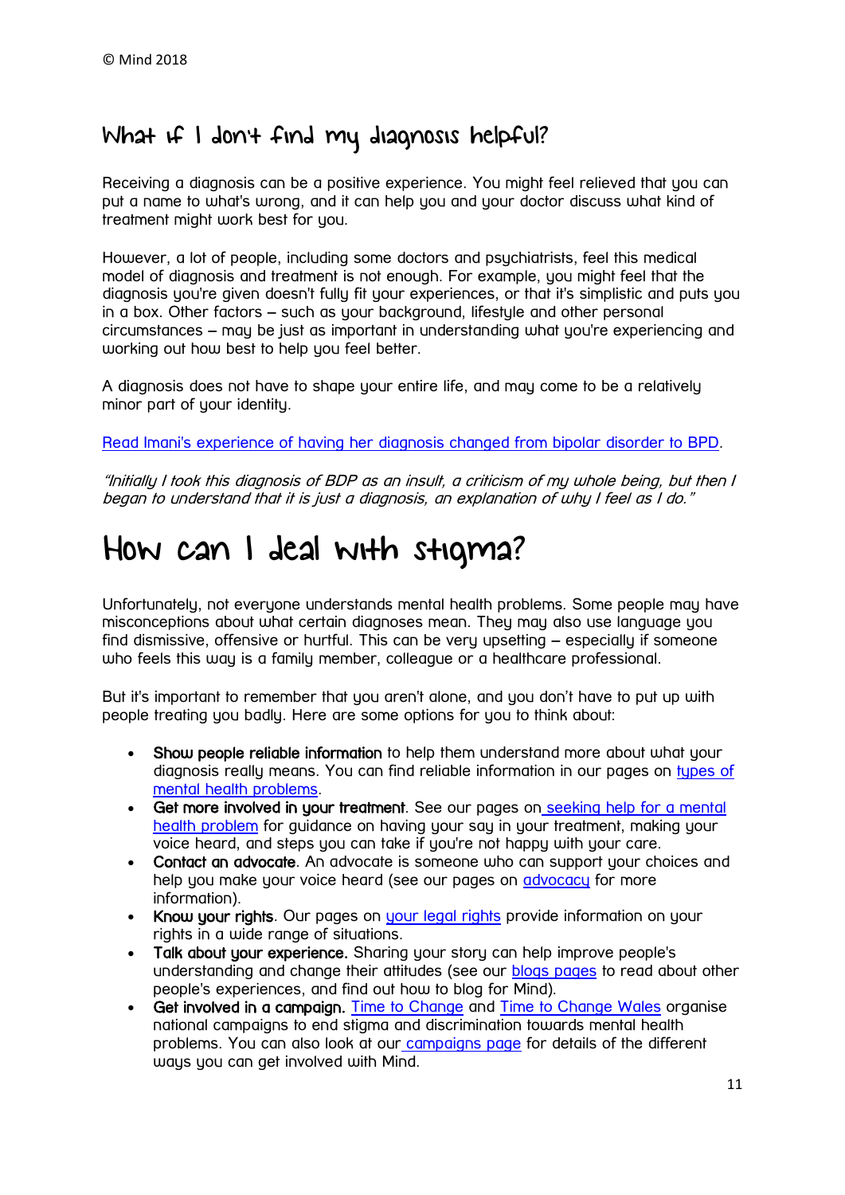## What if I don't find my diagnosis helpful?

Receiving a diagnosis can be a positive experience. You might feel relieved that you can put a name to what's wrong, and it can help you and your doctor discuss what kind of treatment might work best for you.

However, a lot of people, including some doctors and psychiatrists, feel this medical model of diagnosis and treatment is not enough. For example, you might feel that the diagnosis you're given doesn't fully fit your experiences, or that it's simplistic and puts you in a box. Other factors – such as your background, lifestyle and other personal circumstances – may be just as important in understanding what you're experiencing and working out how best to help you feel better.

A diagnosis does not have to shape your entire life, and may come to be a relatively minor part of your identity.

Read Imani's experience of having her diagnosis changed from bipolar disorder to BPD.

*"Initially I took this diagnosis of BDP as an insult, a criticism of my whole being, but then I began to understand that it is just a diagnosis, an explanation of why I feel as I do."*

# How can I deal with stigma?

Unfortunately, not everyone understands mental health problems. Some people may have misconceptions about what certain diagnoses mean. They may also use language you find dismissive, offensive or hurtful. This can be very upsetting – especially if someone who feels this way is a family member, colleague or a healthcare professional.

But it's important to remember that you aren't alone, and you don't have to put up with people treating you badly. Here are some options for you to think about:

- **Show people reliable information** to help them understand more about what your diagnosis really means. You can find reliable information in our pages on types of mental health problems.
- **Get more involved in your treatment**. See our pages on seeking help for a mental health problem for guidance on having your say in your treatment, making your voice heard, and steps you can take if you're not happy with your care.
- **Contact an advocate**. An advocate is someone who can support your choices and help you make your voice heard (see our pages on advocacy for more information).
- **Know your rights**. Our pages on your legal rights provide information on your rights in a wide range of situations.
- **Talk about your experience.** Sharing your story can help improve people's understanding and change their attitudes (see our blogs pages to read about other people's experiences, and find out how to blog for Mind).
- **Get involved in a campaign.** Time to Change and Time to Change Wales organise national campaigns to end stigma and discrimination towards mental health problems. You can also look at our campaigns page for details of the different ways you can get involved with Mind.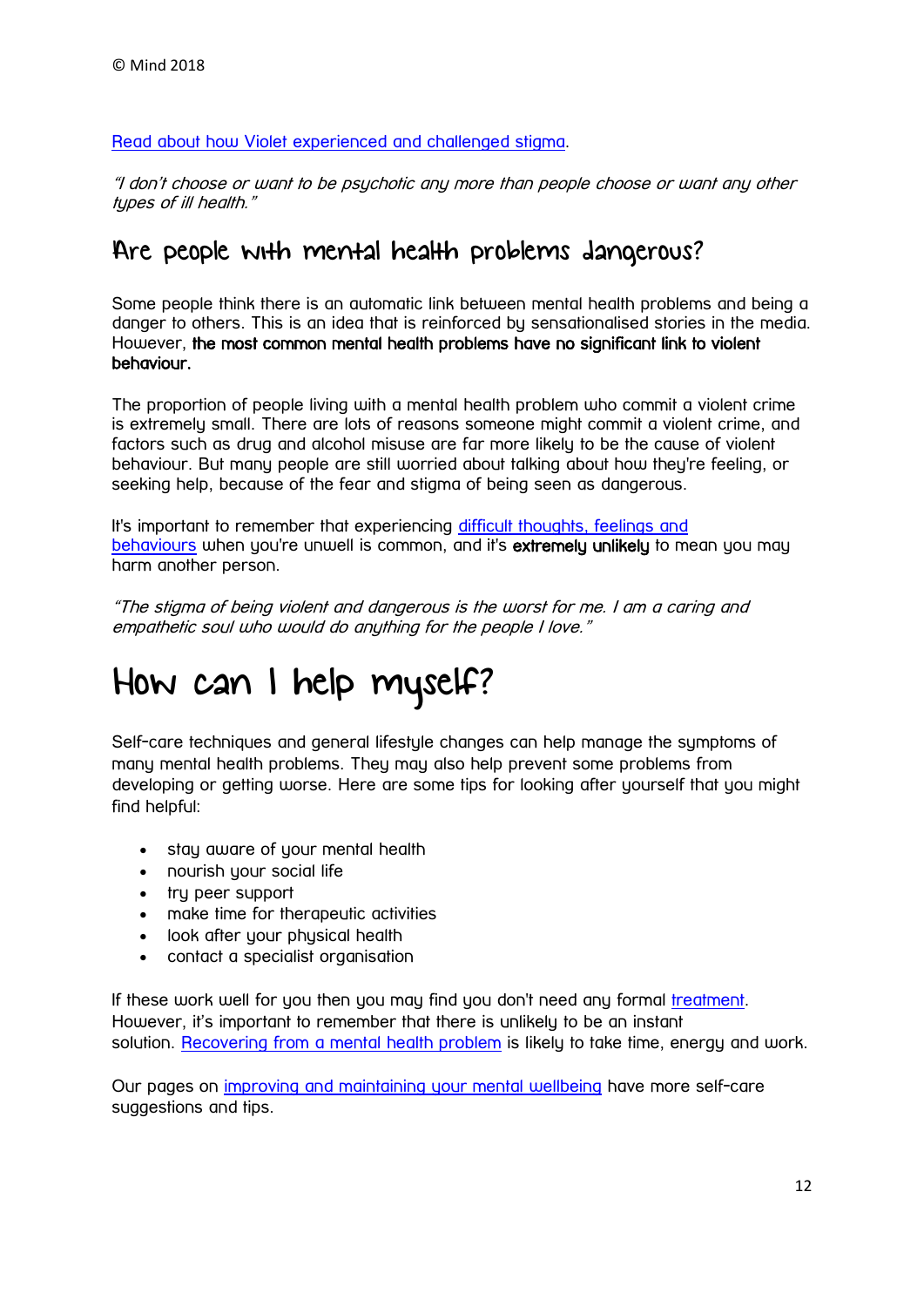© Mind 2018

[Read about how Violet experienced and challenged stigma](#).

*"I don't choose or want to be psychotic any more than people choose or want any other types of ill health."*

## Are people with mental health problems dangerous?

Some people think there is an automatic link between mental health problems and being a danger to others. This is an idea that is reinforced by sensationalised stories in the media. However, **the most common mental health problems have no significant link to violent behaviour.**

The proportion of people living with a mental health problem who commit a violent crime is extremely small. There are lots of reasons someone might commit a violent crime, and factors such as drug and alcohol misuse are far more likely to be the cause of violent behaviour. But many people are still worried about talking about how they're feeling, or seeking help, because of the fear and stigma of being seen as dangerous.

It's important to remember that experiencing [difficult thoughts, feelings and behaviours](#) when you're unwell is common, and it's **extremely unlikely** to mean you may harm another person.

*"The stigma of being violent and dangerous is the worst for me. I am a caring and empathetic soul who would do anything for the people I love."*

# How can I help myself?

Self-care techniques and general lifestyle changes can help manage the symptoms of many mental health problems. They may also help prevent some problems from developing or getting worse. Here are some tips for looking after yourself that you might find helpful:

- stay aware of your mental health
- nourish your social life
- try peer support
- make time for therapeutic activities
- look after your physical health
- contact a specialist organisation

If these work well for you then you may find you don't need any formal [treatment](#). However, it's important to remember that there is unlikely to be an instant solution. [Recovering from a mental health problem](#) is likely to take time, energy and work.

Our pages on [improving and maintaining your mental wellbeing](#) have more self-care suggestions and tips.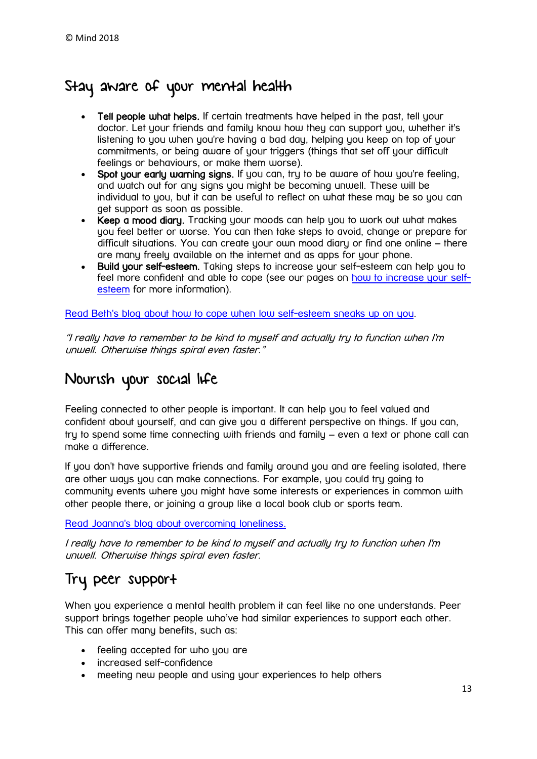© Mind 2018

## Stay aware of your mental health

- **Tell people what helps.** If certain treatments have helped in the past, tell your doctor. Let your friends and family know how they can support you, whether it's listening to you when you're having a bad day, helping you keep on top of your commitments, or being aware of your triggers (things that set off your difficult feelings or behaviours, or make them worse).
- **Spot your early warning signs.** If you can, try to be aware of how you're feeling, and watch out for any signs you might be becoming unwell. These will be individual to you, but it can be useful to reflect on what these may be so you can get support as soon as possible.
- **Keep a mood diary.** Tracking your moods can help you to work out what makes you feel better or worse. You can then take steps to avoid, change or prepare for difficult situations. You can create your own mood diary or find one online – there are many freely available on the internet and as apps for your phone.
- **Build your self-esteem.** Taking steps to increase your self-esteem can help you to feel more confident and able to cope (see our pages on [how to increase your self-esteem]() for more information).

[Read Beth's blog about how to cope when low self-esteem sneaks up on you]().

*"I really have to remember to be kind to myself and actually try to function when I'm unwell. Otherwise things spiral even faster."*

## Nourish your social life

Feeling connected to other people is important. It can help you to feel valued and confident about yourself, and can give you a different perspective on things. If you can, try to spend some time connecting with friends and family – even a text or phone call can make a difference.

If you don't have supportive friends and family around you and are feeling isolated, there are other ways you can make connections. For example, you could try going to community events where you might have some interests or experiences in common with other people there, or joining a group like a local book club or sports team.

[Read Joanna's blog about overcoming loneliness.]()

*I really have to remember to be kind to myself and actually try to function when I'm unwell. Otherwise things spiral even faster.*

## Try peer support

When you experience a mental health problem it can feel like no one understands. Peer support brings together people who've had similar experiences to support each other. This can offer many benefits, such as:

- feeling accepted for who you are
- increased self-confidence
- meeting new people and using your experiences to help others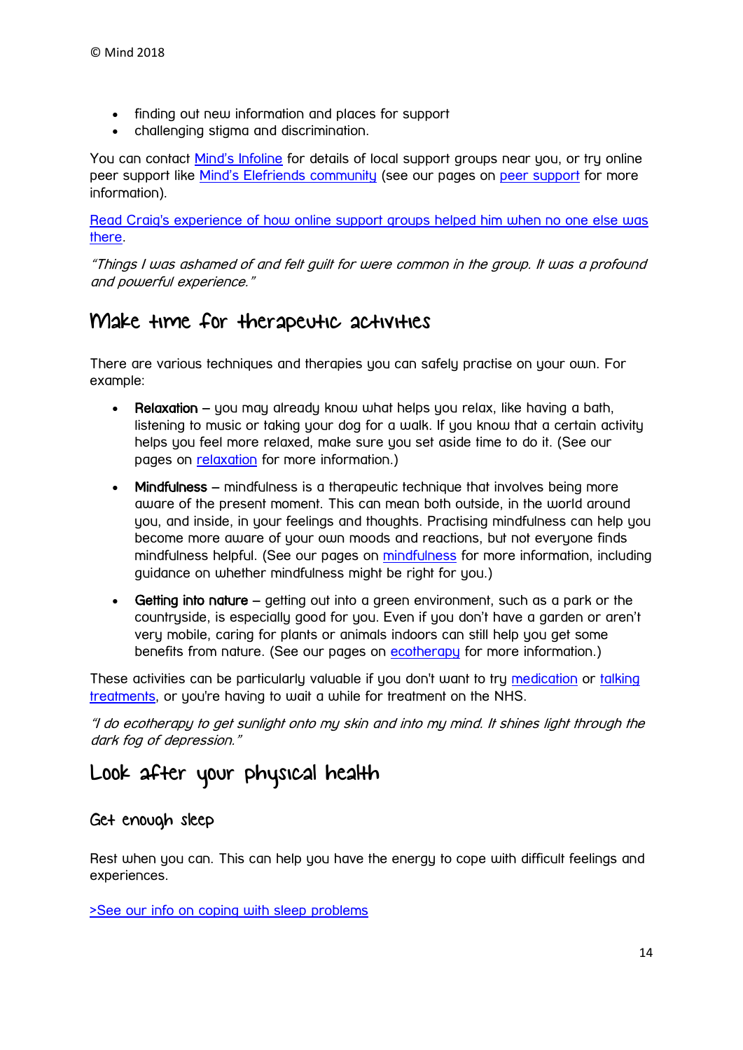- finding out new information and places for support
- challenging stigma and discrimination.

You can contact Mind's Infoline for details of local support groups near you, or try online peer support like Mind's Elefriends community (see our pages on peer support for more information).

Read Craig's experience of how online support groups helped him when no one else was there.

*"Things I was ashamed of and felt guilt for were common in the group. It was a profound and powerful experience."*

## Make time for therapeutic activities

There are various techniques and therapies you can safely practise on your own. For example:

- **Relaxation** – you may already know what helps you relax, like having a bath, listening to music or taking your dog for a walk. If you know that a certain activity helps you feel more relaxed, make sure you set aside time to do it. (See our pages on relaxation for more information.)
- **Mindfulness** – mindfulness is a therapeutic technique that involves being more aware of the present moment. This can mean both outside, in the world around you, and inside, in your feelings and thoughts. Practising mindfulness can help you become more aware of your own moods and reactions, but not everyone finds mindfulness helpful. (See our pages on mindfulness for more information, including guidance on whether mindfulness might be right for you.)
- **Getting into nature** – getting out into a green environment, such as a park or the countryside, is especially good for you. Even if you don't have a garden or aren't very mobile, caring for plants or animals indoors can still help you get some benefits from nature. (See our pages on ecotherapy for more information.)

These activities can be particularly valuable if you don't want to try medication or talking treatments, or you're having to wait a while for treatment on the NHS.

*"I do ecotherapy to get sunlight onto my skin and into my mind. It shines light through the dark fog of depression."*

## Look after your physical health

### Get enough sleep

Rest when you can. This can help you have the energy to cope with difficult feelings and experiences.

>See our info on coping with sleep problems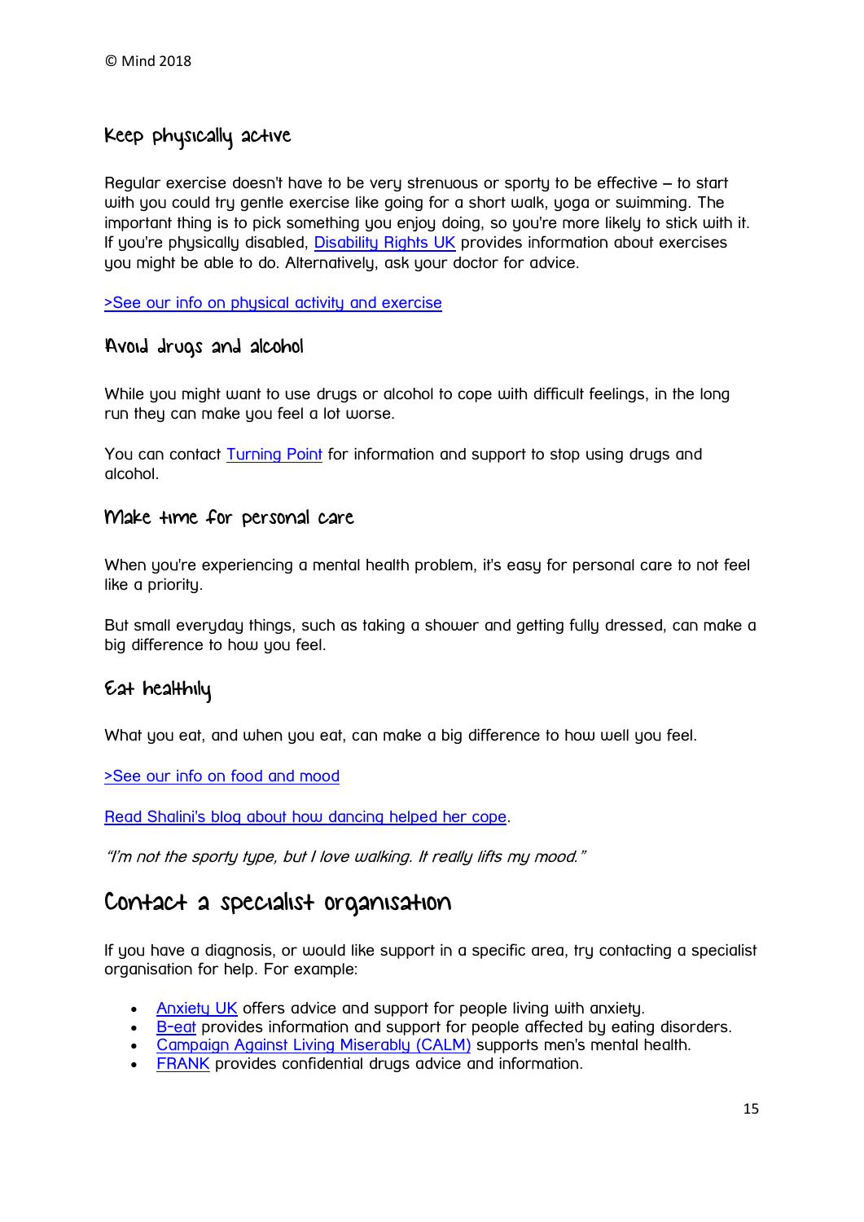### Keep physically active

Regular exercise doesn't have to be very strenuous or sporty to be effective – to start with you could try gentle exercise like going for a short walk, yoga or swimming. The important thing is to pick something you enjoy doing, so you're more likely to stick with it. If you're physically disabled, Disability Rights UK provides information about exercises you might be able to do. Alternatively, ask your doctor for advice.

>See our info on physical activity and exercise

### Avoid drugs and alcohol

While you might want to use drugs or alcohol to cope with difficult feelings, in the long run they can make you feel a lot worse.

You can contact Turning Point for information and support to stop using drugs and alcohol.

### Make time for personal care

When you're experiencing a mental health problem, it's easy for personal care to not feel like a priority.

But small everyday things, such as taking a shower and getting fully dressed, can make a big difference to how you feel.

### Eat healthily

What you eat, and when you eat, can make a big difference to how well you feel.

>See our info on food and mood

Read Shalini's blog about how dancing helped her cope.

*"I'm not the sporty type, but I love walking. It really lifts my mood."*

## Contact a specialist organisation

If you have a diagnosis, or would like support in a specific area, try contacting a specialist organisation for help. For example:

- Anxiety UK offers advice and support for people living with anxiety.
- B-eat provides information and support for people affected by eating disorders.
- Campaign Against Living Miserably (CALM) supports men's mental health.
- FRANK provides confidential drugs advice and information.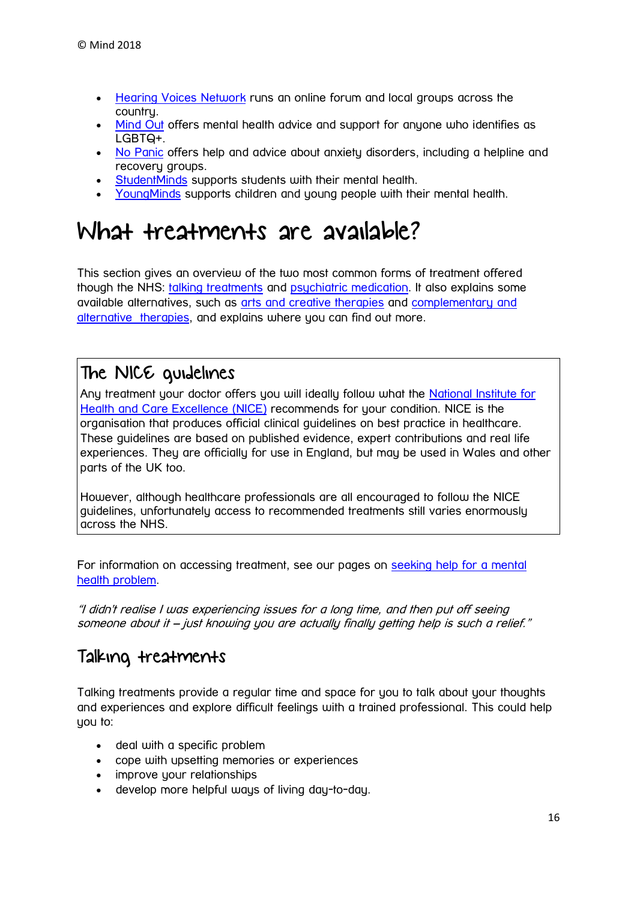- Hearing Voices Network runs an online forum and local groups across the country.
- Mind Out offers mental health advice and support for anyone who identifies as LGBTQ+.
- No Panic offers help and advice about anxiety disorders, including a helpline and recovery groups.
- StudentMinds supports students with their mental health.
- YoungMinds supports children and young people with their mental health.

# What treatments are available?

This section gives an overview of the two most common forms of treatment offered though the NHS: talking treatments and psychiatric medication. It also explains some available alternatives, such as arts and creative therapies and complementary and alternative therapies, and explains where you can find out more.

## The NICE guidelines

Any treatment your doctor offers you will ideally follow what the National Institute for Health and Care Excellence (NICE) recommends for your condition. NICE is the organisation that produces official clinical guidelines on best practice in healthcare. These guidelines are based on published evidence, expert contributions and real life experiences. They are officially for use in England, but may be used in Wales and other parts of the UK too.

However, although healthcare professionals are all encouraged to follow the NICE guidelines, unfortunately access to recommended treatments still varies enormously across the NHS.

For information on accessing treatment, see our pages on seeking help for a mental health problem.

*"I didn't realise I was experiencing issues for a long time, and then put off seeing someone about it – just knowing you are actually finally getting help is such a relief."*

## Talking treatments

Talking treatments provide a regular time and space for you to talk about your thoughts and experiences and explore difficult feelings with a trained professional. This could help you to:

- deal with a specific problem
- cope with upsetting memories or experiences
- improve your relationships
- develop more helpful ways of living day-to-day.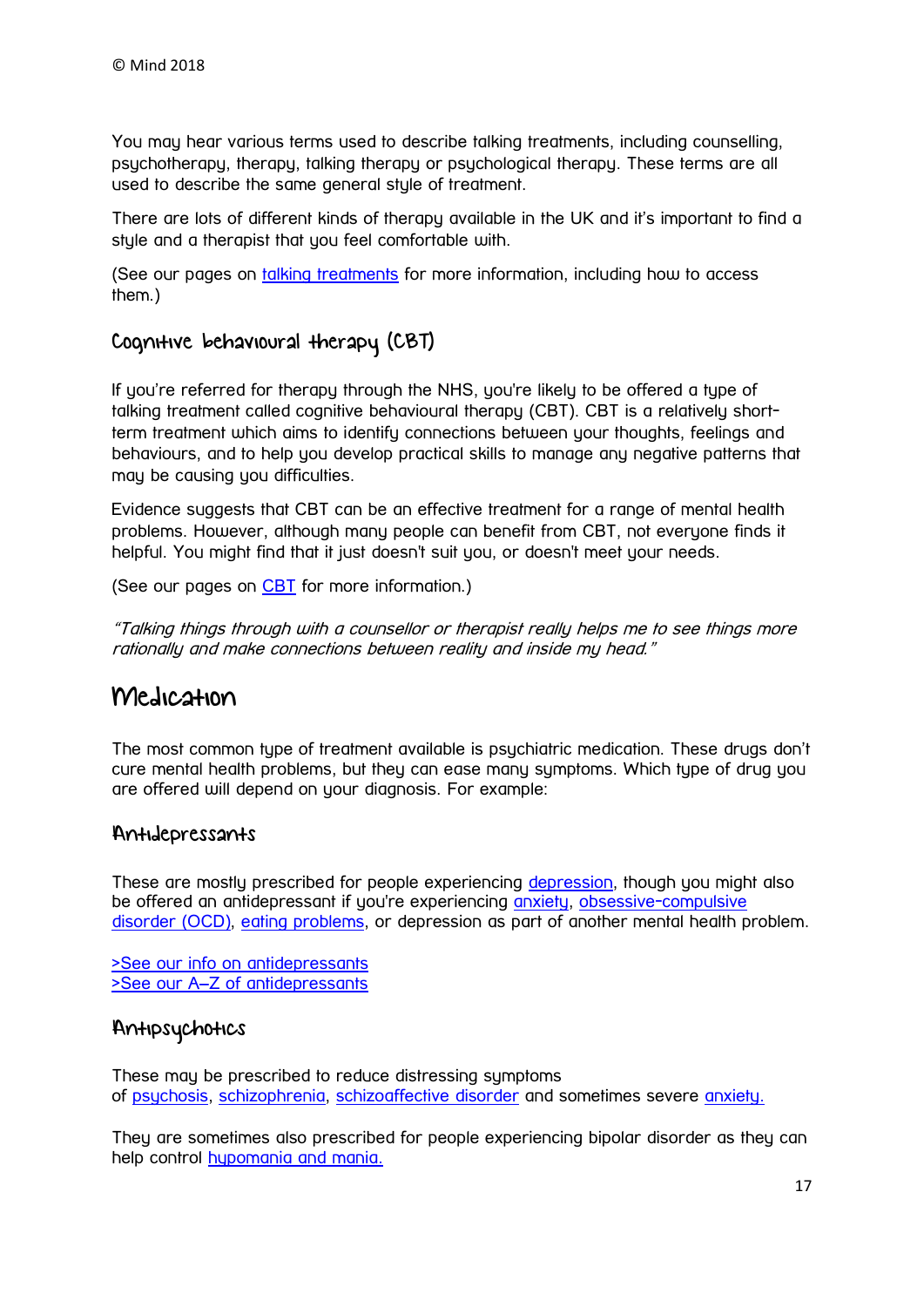You may hear various terms used to describe talking treatments, including counselling, psychotherapy, therapy, talking therapy or psychological therapy. These terms are all used to describe the same general style of treatment.

There are lots of different kinds of therapy available in the UK and it's important to find a style and a therapist that you feel comfortable with.

(See our pages on talking treatments for more information, including how to access them.)

### Cognitive behavioural therapy (CBT)

If you're referred for therapy through the NHS, you're likely to be offered a type of talking treatment called cognitive behavioural therapy (CBT). CBT is a relatively short-term treatment which aims to identify connections between your thoughts, feelings and behaviours, and to help you develop practical skills to manage any negative patterns that may be causing you difficulties.

Evidence suggests that CBT can be an effective treatment for a range of mental health problems. However, although many people can benefit from CBT, not everyone finds it helpful. You might find that it just doesn't suit you, or doesn't meet your needs.

(See our pages on CBT for more information.)

*"Talking things through with a counsellor or therapist really helps me to see things more rationally and make connections between reality and inside my head."*

## Medication

The most common type of treatment available is psychiatric medication. These drugs don't cure mental health problems, but they can ease many symptoms. Which type of drug you are offered will depend on your diagnosis. For example:

### Antidepressants

These are mostly prescribed for people experiencing depression, though you might also be offered an antidepressant if you're experiencing anxiety, obsessive-compulsive disorder (OCD), eating problems, or depression as part of another mental health problem.

>See our info on antidepressants
>See our A–Z of antidepressants

### Antipsychotics

These may be prescribed to reduce distressing symptoms of psychosis, schizophrenia, schizoaffective disorder and sometimes severe anxiety.

They are sometimes also prescribed for people experiencing bipolar disorder as they can help control hypomania and mania.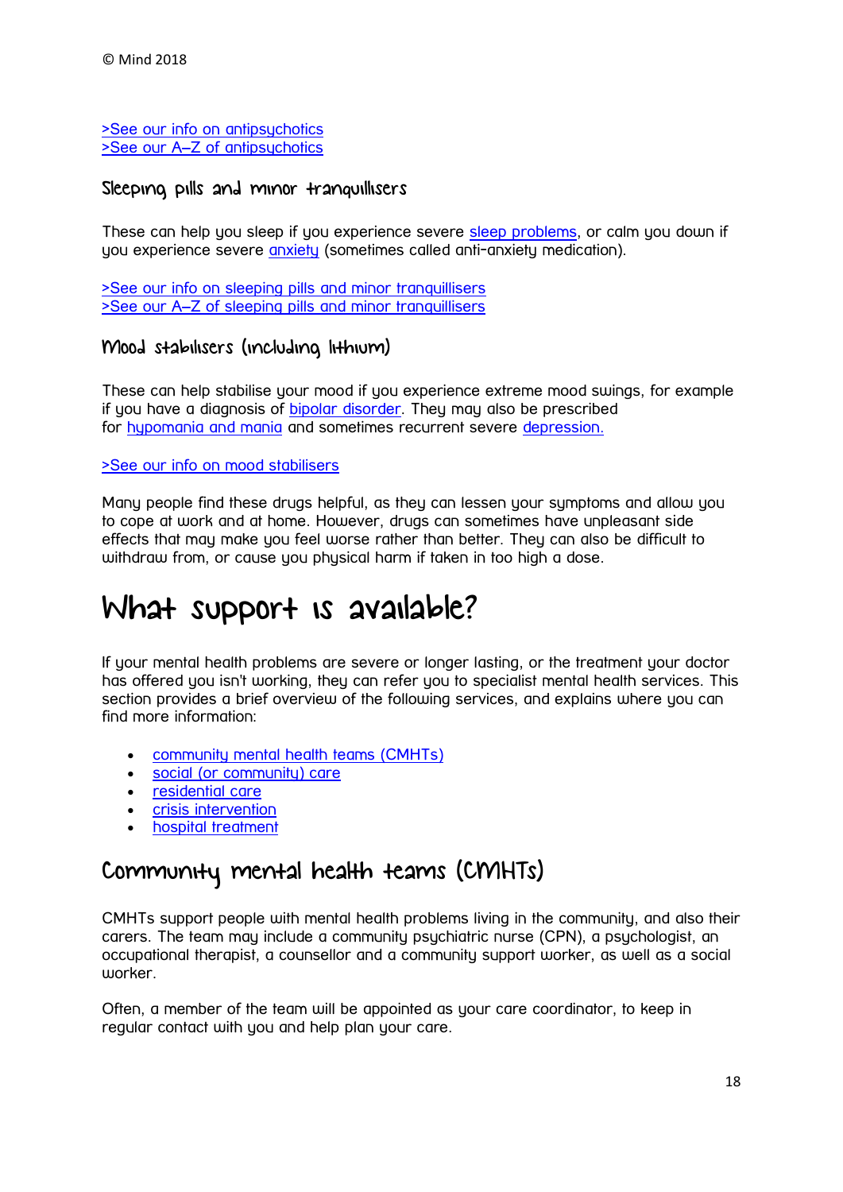[>See our info on antipsychotics](#)
[>See our A–Z of antipsychotics](#)

### Sleeping pills and minor tranquillisers

These can help you sleep if you experience severe sleep problems, or calm you down if you experience severe anxiety (sometimes called anti-anxiety medication).

>See our info on sleeping pills and minor tranquillisers
>See our A–Z of sleeping pills and minor tranquillisers

### Mood stabilisers (including lithium)

These can help stabilise your mood if you experience extreme mood swings, for example if you have a diagnosis of bipolar disorder. They may also be prescribed for hypomania and mania and sometimes recurrent severe depression.

>See our info on mood stabilisers

Many people find these drugs helpful, as they can lessen your symptoms and allow you to cope at work and at home. However, drugs can sometimes have unpleasant side effects that may make you feel worse rather than better. They can also be difficult to withdraw from, or cause you physical harm if taken in too high a dose.

# What support is available?

If your mental health problems are severe or longer lasting, or the treatment your doctor has offered you isn't working, they can refer you to specialist mental health services. This section provides a brief overview of the following services, and explains where you can find more information:

- community mental health teams (CMHTs)
- social (or community) care
- residential care
- crisis intervention
- hospital treatment

## Community mental health teams (CMHTs)

CMHTs support people with mental health problems living in the community, and also their carers. The team may include a community psychiatric nurse (CPN), a psychologist, an occupational therapist, a counsellor and a community support worker, as well as a social worker.

Often, a member of the team will be appointed as your care coordinator, to keep in regular contact with you and help plan your care.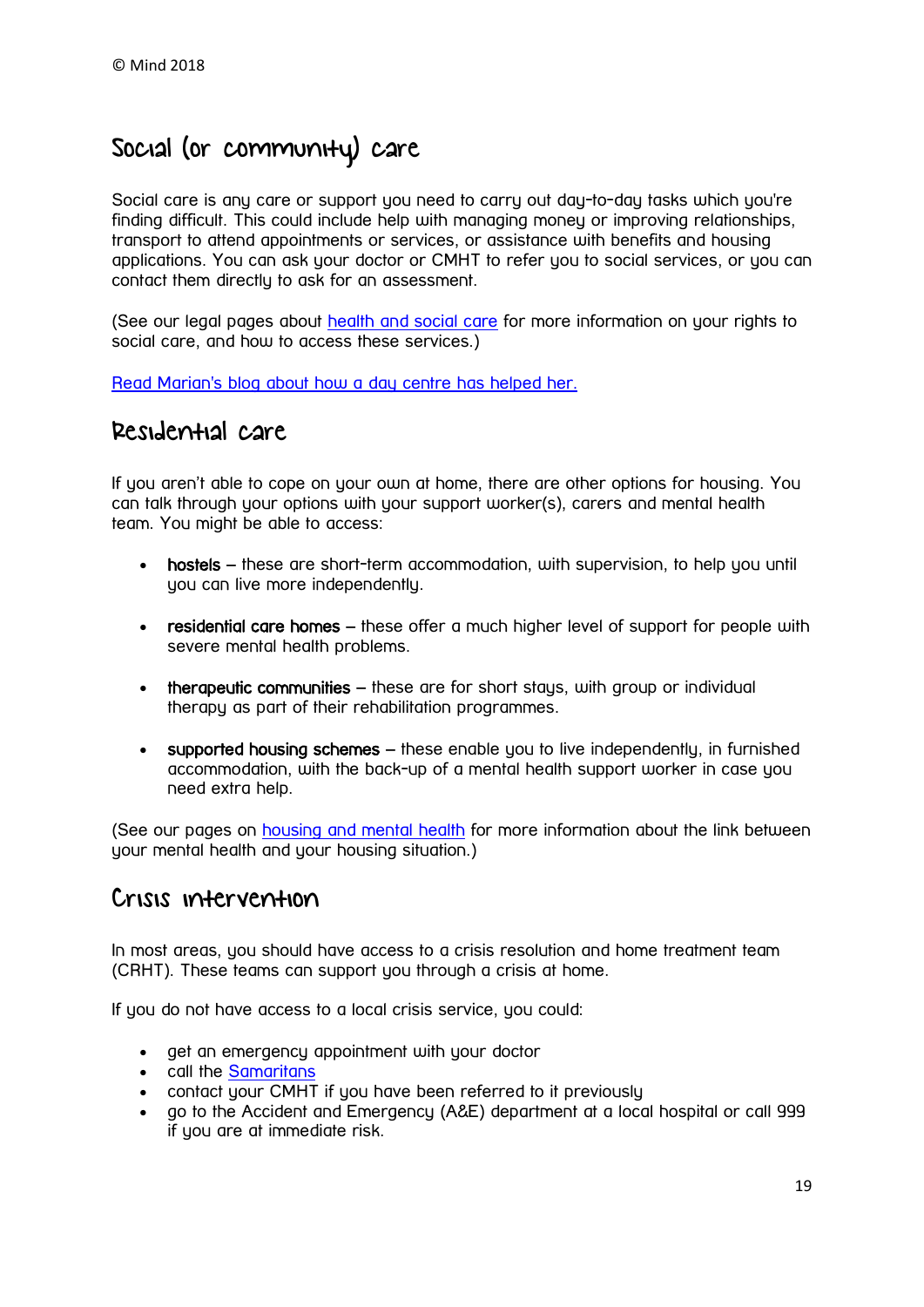© Mind 2018

## Social (or community) care

Social care is any care or support you need to carry out day-to-day tasks which you're finding difficult. This could include help with managing money or improving relationships, transport to attend appointments or services, or assistance with benefits and housing applications. You can ask your doctor or CMHT to refer you to social services, or you can contact them directly to ask for an assessment.

(See our legal pages about health and social care for more information on your rights to social care, and how to access these services.)

Read Marian's blog about how a day centre has helped her.

## Residential care

If you aren't able to cope on your own at home, there are other options for housing. You can talk through your options with your support worker(s), carers and mental health team. You might be able to access:

- **hostels** – these are short-term accommodation, with supervision, to help you until you can live more independently.
- **residential care homes** – these offer a much higher level of support for people with severe mental health problems.
- **therapeutic communities** – these are for short stays, with group or individual therapy as part of their rehabilitation programmes.
- **supported housing schemes** – these enable you to live independently, in furnished accommodation, with the back-up of a mental health support worker in case you need extra help.

(See our pages on housing and mental health for more information about the link between your mental health and your housing situation.)

## Crisis intervention

In most areas, you should have access to a crisis resolution and home treatment team (CRHT). These teams can support you through a crisis at home.

If you do not have access to a local crisis service, you could:

- get an emergency appointment with your doctor
- call the Samaritans
- contact your CMHT if you have been referred to it previously
- go to the Accident and Emergency (A&E) department at a local hospital or call 999 if you are at immediate risk.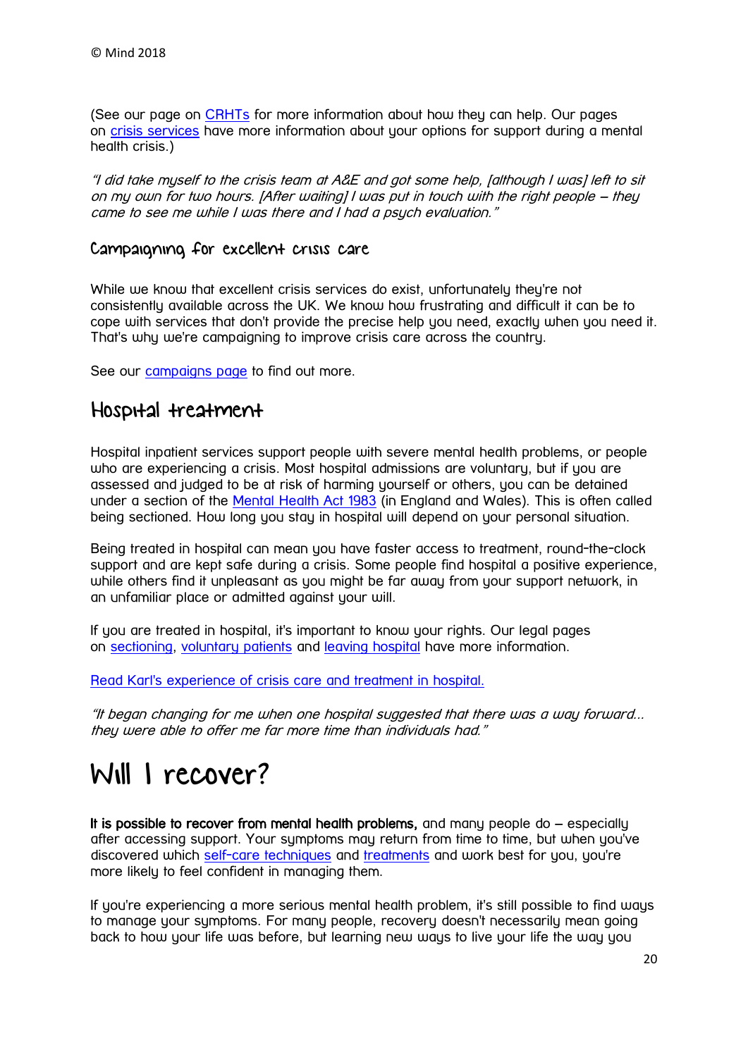(See our page on CRHTs for more information about how they can help. Our pages on crisis services have more information about your options for support during a mental health crisis.)

*"I did take myself to the crisis team at A&E and got some help, [although I was] left to sit on my own for two hours. [After waiting] I was put in touch with the right people – they came to see me while I was there and I had a psych evaluation."*

### Campaigning for excellent crisis care

While we know that excellent crisis services do exist, unfortunately they're not consistently available across the UK. We know how frustrating and difficult it can be to cope with services that don't provide the precise help you need, exactly when you need it. That's why we're campaigning to improve crisis care across the country.

See our campaigns page to find out more.

## Hospital treatment

Hospital inpatient services support people with severe mental health problems, or people who are experiencing a crisis. Most hospital admissions are voluntary, but if you are assessed and judged to be at risk of harming yourself or others, you can be detained under a section of the Mental Health Act 1983 (in England and Wales). This is often called being sectioned. How long you stay in hospital will depend on your personal situation.

Being treated in hospital can mean you have faster access to treatment, round-the-clock support and are kept safe during a crisis. Some people find hospital a positive experience, while others find it unpleasant as you might be far away from your support network, in an unfamiliar place or admitted against your will.

If you are treated in hospital, it's important to know your rights. Our legal pages on sectioning, voluntary patients and leaving hospital have more information.

Read Karl's experience of crisis care and treatment in hospital.

*"It began changing for me when one hospital suggested that there was a way forward... they were able to offer me far more time than individuals had."*

# Will I recover?

**It is possible to recover from mental health problems,** and many people do – especially after accessing support. Your symptoms may return from time to time, but when you've discovered which self-care techniques and treatments work best for you, you're more likely to feel confident in managing them.

If you're experiencing a more serious mental health problem, it's still possible to find ways to manage your symptoms. For many people, recovery doesn't necessarily mean going back to how your life was before, but learning new ways to live your life the way you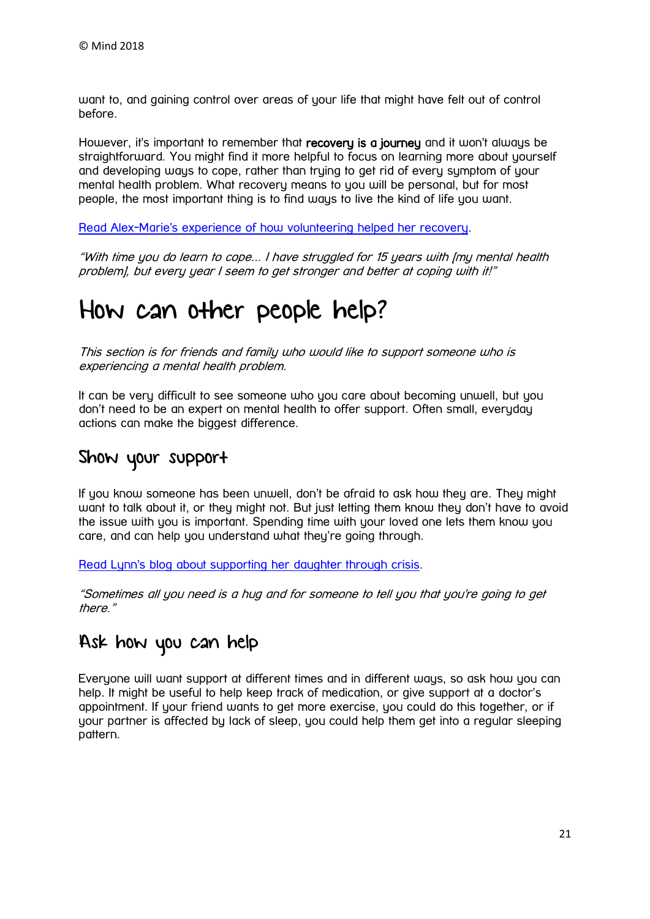want to, and gaining control over areas of your life that might have felt out of control before.

However, it's important to remember that **recovery is a journey** and it won't always be straightforward. You might find it more helpful to focus on learning more about yourself and developing ways to cope, rather than trying to get rid of every symptom of your mental health problem. What recovery means to you will be personal, but for most people, the most important thing is to find ways to live the kind of life you want.

Read Alex-Marie's experience of how volunteering helped her recovery.

*"With time you do learn to cope... I have struggled for 15 years with [my mental health problem], but every year I seem to get stronger and better at coping with it!"*

# How can other people help?

*This section is for friends and family who would like to support someone who is experiencing a mental health problem.*

It can be very difficult to see someone who you care about becoming unwell, but you don't need to be an expert on mental health to offer support. Often small, everyday actions can make the biggest difference.

## Show your support

If you know someone has been unwell, don't be afraid to ask how they are. They might want to talk about it, or they might not. But just letting them know they don't have to avoid the issue with you is important. Spending time with your loved one lets them know you care, and can help you understand what they're going through.

Read Lynn's blog about supporting her daughter through crisis.

*"Sometimes all you need is a hug and for someone to tell you that you're going to get there."*

## Ask how you can help

Everyone will want support at different times and in different ways, so ask how you can help. It might be useful to help keep track of medication, or give support at a doctor's appointment. If your friend wants to get more exercise, you could do this together, or if your partner is affected by lack of sleep, you could help them get into a regular sleeping pattern.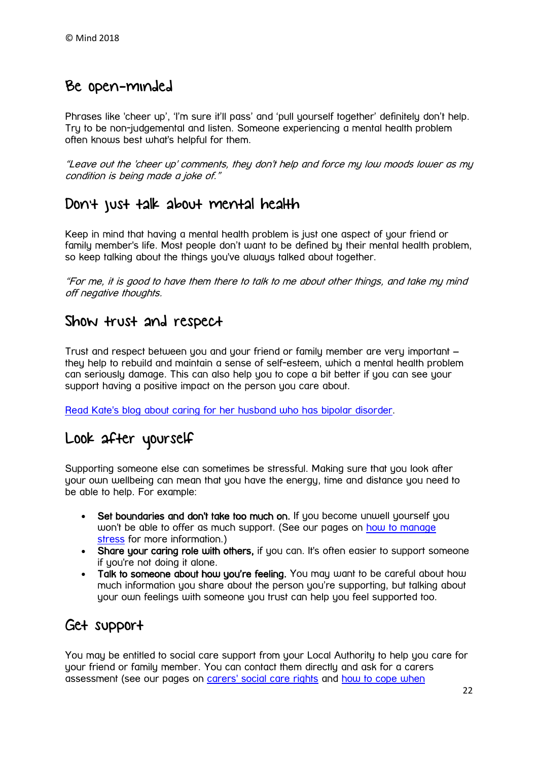## Be open-minded

Phrases like 'cheer up', 'I'm sure it'll pass' and 'pull yourself together' definitely don't help. Try to be non-judgemental and listen. Someone experiencing a mental health problem often knows best what's helpful for them.

*"Leave out the 'cheer up' comments, they don't help and force my low moods lower as my condition is being made a joke of."*

## Don't just talk about mental health

Keep in mind that having a mental health problem is just one aspect of your friend or family member's life. Most people don't want to be defined by their mental health problem, so keep talking about the things you've always talked about together.

*"For me, it is good to have them there to talk to me about other things, and take my mind off negative thoughts.*

## Show trust and respect

Trust and respect between you and your friend or family member are very important – they help to rebuild and maintain a sense of self-esteem, which a mental health problem can seriously damage. This can also help you to cope a bit better if you can see your support having a positive impact on the person you care about.

Read Kate's blog about caring for her husband who has bipolar disorder.

## Look after yourself

Supporting someone else can sometimes be stressful. Making sure that you look after your own wellbeing can mean that you have the energy, time and distance you need to be able to help. For example:

- **Set boundaries and don't take too much on.** If you become unwell yourself you won't be able to offer as much support. (See our pages on how to manage stress for more information.)
- **Share your caring role with others,** if you can. It's often easier to support someone if you're not doing it alone.
- **Talk to someone about how you're feeling.** You may want to be careful about how much information you share about the person you're supporting, but talking about your own feelings with someone you trust can help you feel supported too.

## Get support

You may be entitled to social care support from your Local Authority to help you care for your friend or family member. You can contact them directly and ask for a carers assessment (see our pages on carers' social care rights and how to cope when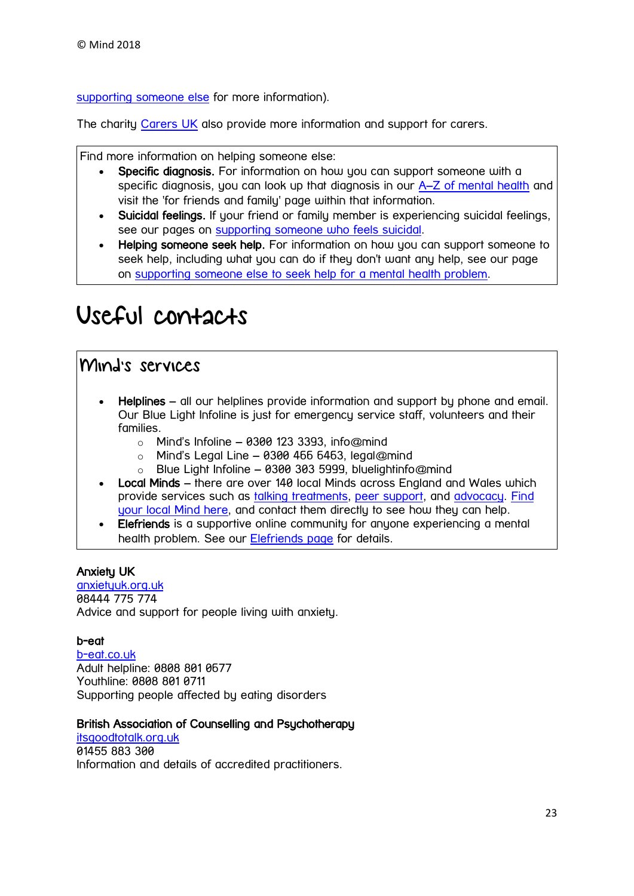supporting someone else for more information).

The charity Carers UK also provide more information and support for carers.

Find more information on helping someone else:

- **Specific diagnosis.** For information on how you can support someone with a specific diagnosis, you can look up that diagnosis in our A–Z of mental health and visit the 'for friends and family' page within that information.
- **Suicidal feelings.** If your friend or family member is experiencing suicidal feelings, see our pages on supporting someone who feels suicidal.
- **Helping someone seek help.** For information on how you can support someone to seek help, including what you can do if they don't want any help, see our page on supporting someone else to seek help for a mental health problem.

# Useful contacts

## Mind's services

- **Helplines** – all our helplines provide information and support by phone and email. Our Blue Light Infoline is just for emergency service staff, volunteers and their families.
  - Mind's Infoline – 0300 123 3393, info@mind
  - Mind's Legal Line – 0300 466 6463, legal@mind
  - Blue Light Infoline – 0300 303 5999, bluelightinfo@mind
- **Local Minds** – there are over 140 local Minds across England and Wales which provide services such as talking treatments, peer support, and advocacy. Find your local Mind here, and contact them directly to see how they can help.
- **Elefriends** is a supportive online community for anyone experiencing a mental health problem. See our Elefriends page for details.

**Anxiety UK**
anxietyuk.org.uk
08444 775 774
Advice and support for people living with anxiety.

**b-eat**
b-eat.co.uk
Adult helpline: 0808 801 0677
Youthline: 0808 801 0711
Supporting people affected by eating disorders

**British Association of Counselling and Psychotherapy**
itsgoodtotalk.org.uk
01455 883 300
Information and details of accredited practitioners.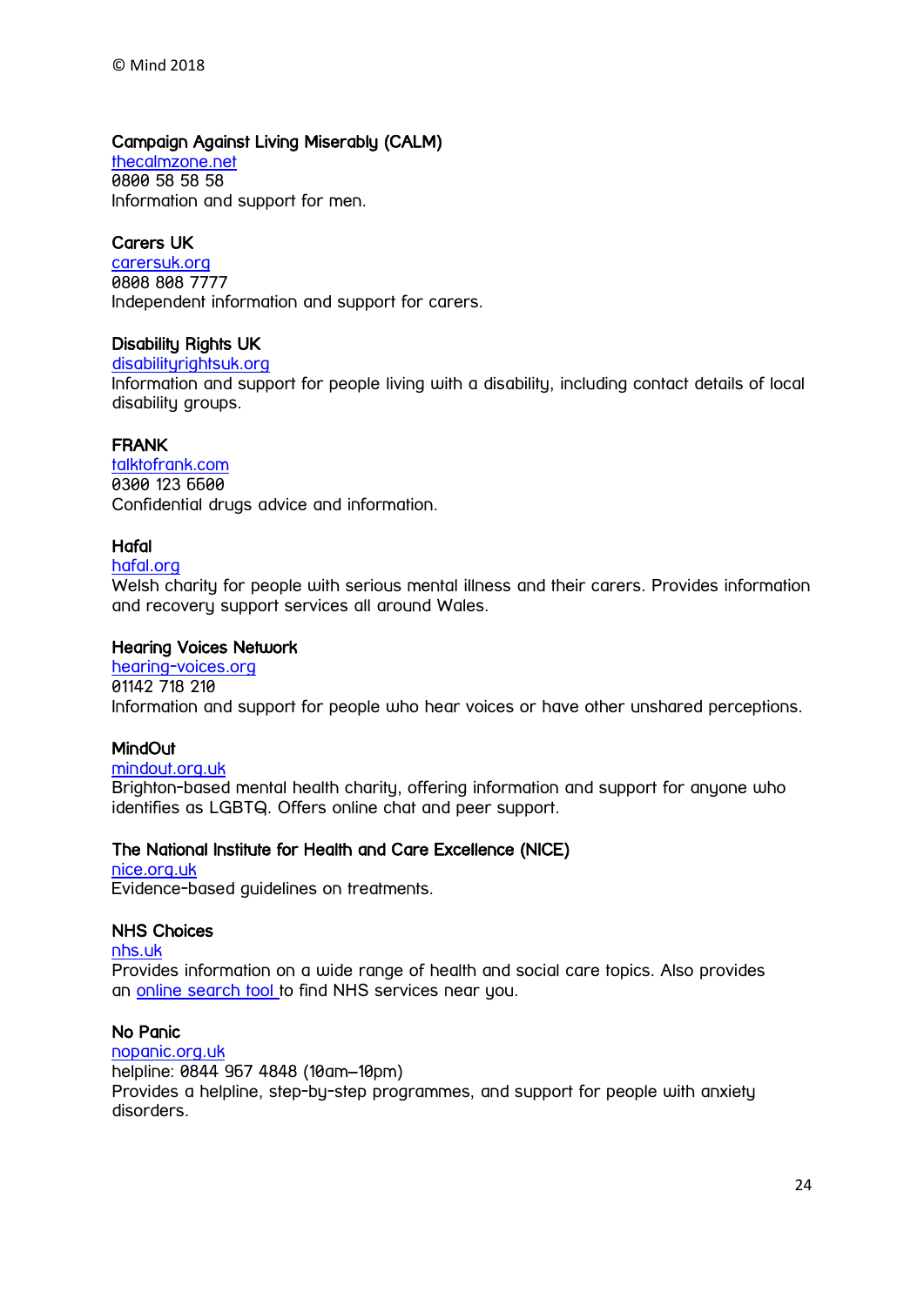© Mind 2018

### Campaign Against Living Miserably (CALM)

[thecalmzone.net](thecalmzone.net)
0800 58 58 58
Information and support for men.

### Carers UK

[carersuk.org](carersuk.org)
0808 808 7777
Independent information and support for carers.

### Disability Rights UK

[disabilityrightsuk.org](disabilityrightsuk.org)
Information and support for people living with a disability, including contact details of local disability groups.

### FRANK

[talktofrank.com](talktofrank.com)
0300 123 6600
Confidential drugs advice and information.

### Hafal

[hafal.org](hafal.org)
Welsh charity for people with serious mental illness and their carers. Provides information and recovery support services all around Wales.

### Hearing Voices Network

[hearing-voices.org](hearing-voices.org)
01142 718 210
Information and support for people who hear voices or have other unshared perceptions.

### MindOut

[mindout.org.uk](mindout.org.uk)
Brighton-based mental health charity, offering information and support for anyone who identifies as LGBTQ. Offers online chat and peer support.

### The National Institute for Health and Care Excellence (NICE)

[nice.org.uk](nice.org.uk)
Evidence-based guidelines on treatments.

### NHS Choices

[nhs.uk](nhs.uk)
Provides information on a wide range of health and social care topics. Also provides an online search tool to find NHS services near you.

### No Panic

[nopanic.org.uk](nopanic.org.uk)
helpline: 0844 967 4848 (10am–10pm)
Provides a helpline, step-by-step programmes, and support for people with anxiety disorders.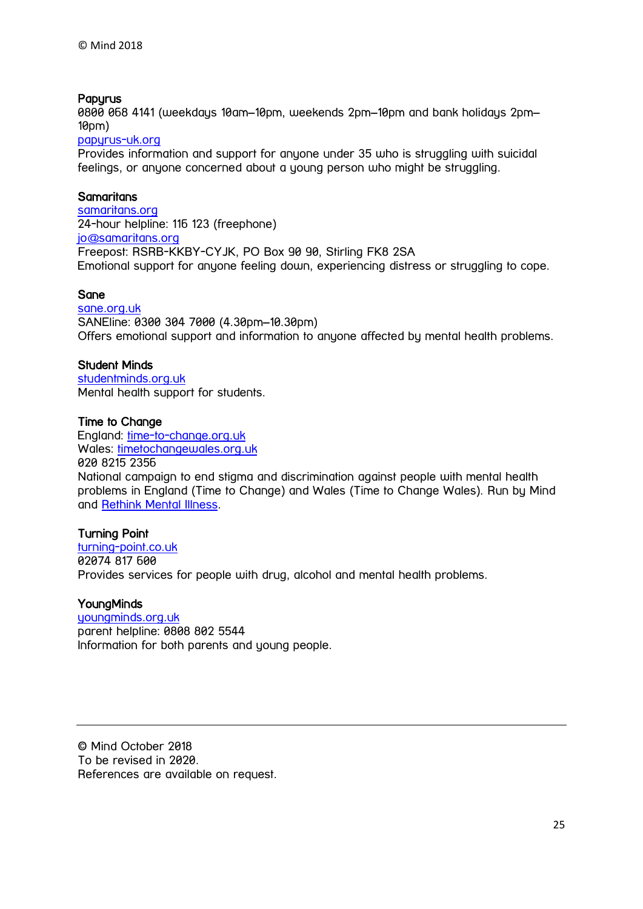### Papyrus

0800 068 4141 (weekdays 10am–10pm, weekends 2pm–10pm and bank holidays 2pm–10pm)
papyrus-uk.org
Provides information and support for anyone under 35 who is struggling with suicidal feelings, or anyone concerned about a young person who might be struggling.

### Samaritans

samaritans.org
24-hour helpline: 116 123 (freephone)
jo@samaritans.org
Freepost: RSRB-KKBY-CYJK, PO Box 90 90, Stirling FK8 2SA
Emotional support for anyone feeling down, experiencing distress or struggling to cope.

### Sane

sane.org.uk
SANEline: 0300 304 7000 (4.30pm–10.30pm)
Offers emotional support and information to anyone affected by mental health problems.

### Student Minds

studentminds.org.uk
Mental health support for students.

### Time to Change

England: time-to-change.org.uk
Wales: timetochangewales.org.uk
020 8215 2356
National campaign to end stigma and discrimination against people with mental health problems in England (Time to Change) and Wales (Time to Change Wales). Run by Mind and Rethink Mental Illness.

### Turning Point

turning-point.co.uk
02074 817 600
Provides services for people with drug, alcohol and mental health problems.

### YoungMinds

youngminds.org.uk
parent helpline: 0808 802 5544
Information for both parents and young people.

---

© Mind October 2018
To be revised in 2020.
References are available on request.